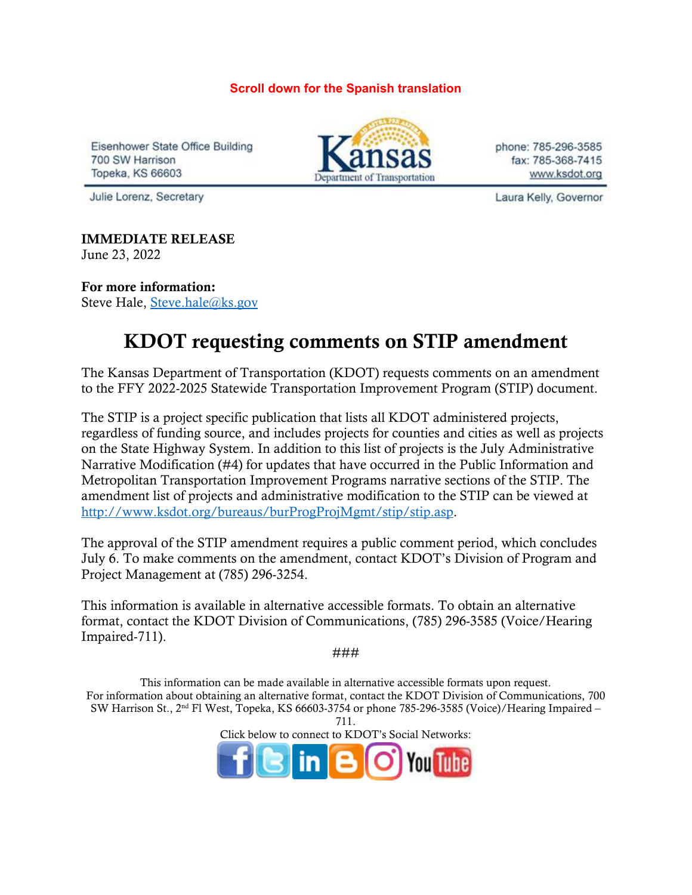**Scroll down for the Spanish translation**

Eisenhower State Office Building
700 SW Harrison
Topeka, KS 66603

Kansas Department of Transportation

phone: 785-296-3585
fax: 785-368-7415
www.ksdot.org

Julie Lorenz, Secretary

Laura Kelly, Governor

**IMMEDIATE RELEASE**
June 23, 2022

**For more information:**
Steve Hale, Steve.hale@ks.gov

# KDOT requesting comments on STIP amendment

The Kansas Department of Transportation (KDOT) requests comments on an amendment to the FFY 2022-2025 Statewide Transportation Improvement Program (STIP) document.

The STIP is a project specific publication that lists all KDOT administered projects, regardless of funding source, and includes projects for counties and cities as well as projects on the State Highway System. In addition to this list of projects is the July Administrative Narrative Modification (#4) for updates that have occurred in the Public Information and Metropolitan Transportation Improvement Programs narrative sections of the STIP. The amendment list of projects and administrative modification to the STIP can be viewed at http://www.ksdot.org/bureaus/burProgProjMgmt/stip/stip.asp.

The approval of the STIP amendment requires a public comment period, which concludes July 6. To make comments on the amendment, contact KDOT's Division of Program and Project Management at (785) 296-3254.

This information is available in alternative accessible formats. To obtain an alternative format, contact the KDOT Division of Communications, (785) 296-3585 (Voice/Hearing Impaired-711).

###

This information can be made available in alternative accessible formats upon request.
For information about obtaining an alternative format, contact the KDOT Division of Communications, 700 SW Harrison St., 2nd Fl West, Topeka, KS 66603-3754 or phone 785-296-3585 (Voice)/Hearing Impaired – 711.

Click below to connect to KDOT's Social Networks: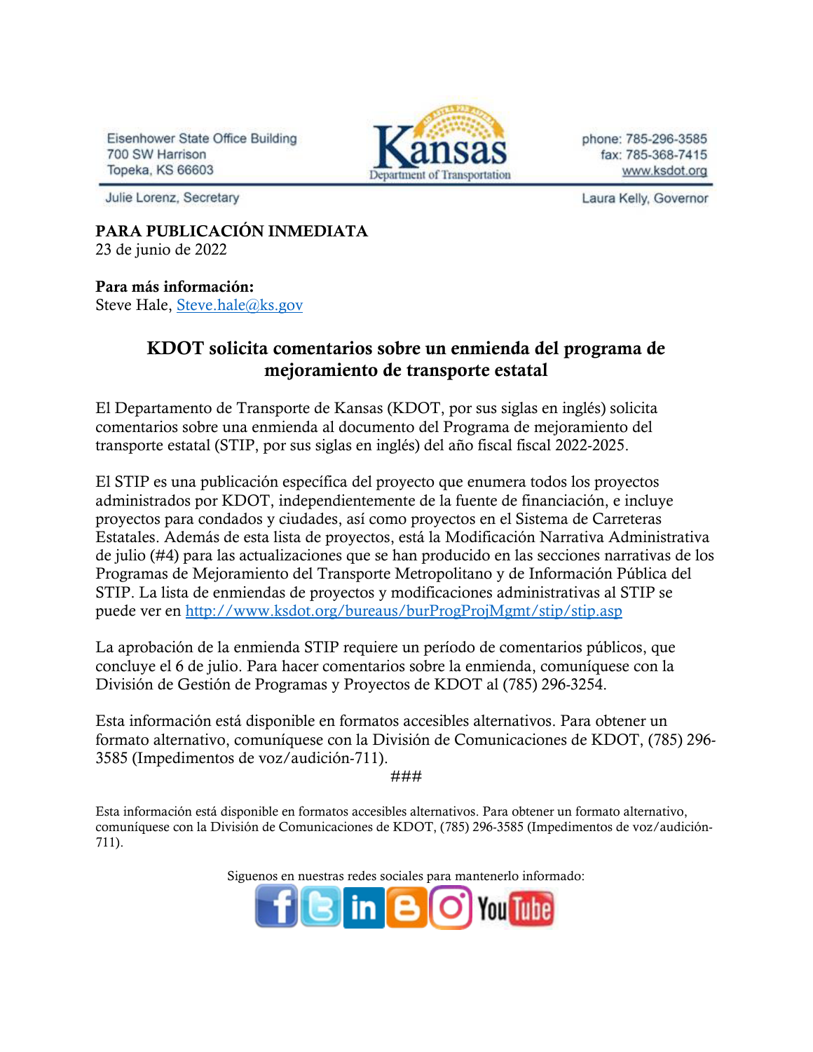Eisenhower State Office Building
700 SW Harrison
Topeka, KS 66603

Kansas Department of Transportation

phone: 785-296-3585
fax: 785-368-7415
www.ksdot.org

Julie Lorenz, Secretary

Laura Kelly, Governor

**PARA PUBLICACIÓN INMEDIATA**
23 de junio de 2022

**Para más información:**
Steve Hale, Steve.hale@ks.gov

## KDOT solicita comentarios sobre un enmienda del programa de mejoramiento de transporte estatal

El Departamento de Transporte de Kansas (KDOT, por sus siglas en inglés) solicita comentarios sobre una enmienda al documento del Programa de mejoramiento del transporte estatal (STIP, por sus siglas en inglés) del año fiscal fiscal 2022-2025.

El STIP es una publicación específica del proyecto que enumera todos los proyectos administrados por KDOT, independientemente de la fuente de financiación, e incluye proyectos para condados y ciudades, así como proyectos en el Sistema de Carreteras Estatales. Además de esta lista de proyectos, está la Modificación Narrativa Administrativa de julio (#4) para las actualizaciones que se han producido en las secciones narrativas de los Programas de Mejoramiento del Transporte Metropolitano y de Información Pública del STIP. La lista de enmiendas de proyectos y modificaciones administrativas al STIP se puede ver en http://www.ksdot.org/bureaus/burProgProjMgmt/stip/stip.asp

La aprobación de la enmienda STIP requiere un período de comentarios públicos, que concluye el 6 de julio. Para hacer comentarios sobre la enmienda, comuníquese con la División de Gestión de Programas y Proyectos de KDOT al (785) 296-3254.

Esta información está disponible en formatos accesibles alternativos. Para obtener un formato alternativo, comuníquese con la División de Comunicaciones de KDOT, (785) 296-3585 (Impedimentos de voz/audición-711).

###

Esta información está disponible en formatos accesibles alternativos. Para obtener un formato alternativo, comuníquese con la División de Comunicaciones de KDOT, (785) 296-3585 (Impedimentos de voz/audición-711).

Siguenos en nuestras redes sociales para mantenerlo informado: